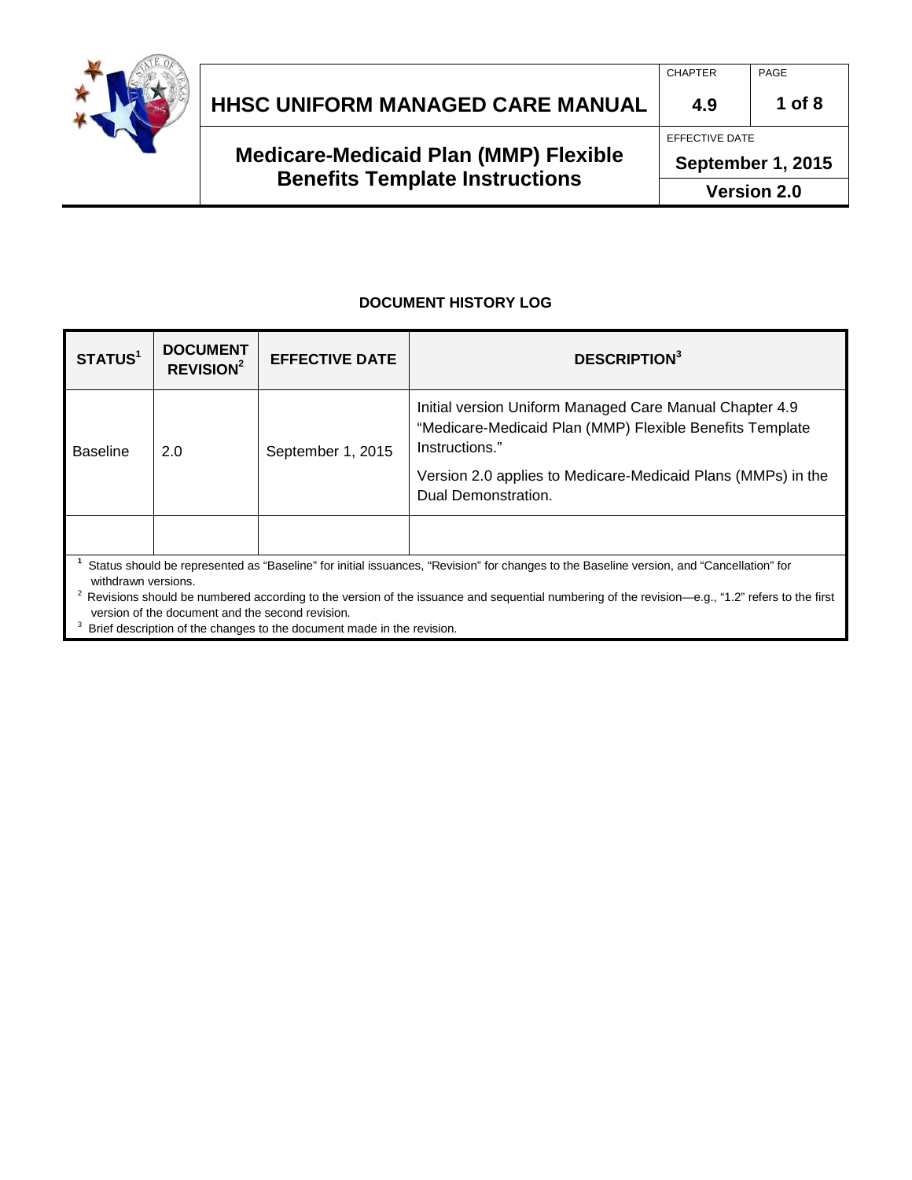# HHSC UNIFORM MANAGED CARE MANUAL

| CHAPTER | PAGE |
|---|---|
| 4.9 | 1 of 8 |

## Medicare-Medicaid Plan (MMP) Flexible Benefits Template Instructions

EFFECTIVE DATE: September 1, 2015

Version 2.0

### DOCUMENT HISTORY LOG

| STATUS[1] | DOCUMENT REVISION[2] | EFFECTIVE DATE | DESCRIPTION[3] |
|---|---|---|---|
| Baseline | 2.0 | September 1, 2015 | Initial version Uniform Managed Care Manual Chapter 4.9 "Medicare-Medicaid Plan (MMP) Flexible Benefits Template Instructions." Version 2.0 applies to Medicare-Medicaid Plans (MMPs) in the Dual Demonstration. |
| | | | |

[1] Status should be represented as "Baseline" for initial issuances, "Revision" for changes to the Baseline version, and "Cancellation" for withdrawn versions.

[2] Revisions should be numbered according to the version of the issuance and sequential numbering of the revision—e.g., "1.2" refers to the first version of the document and the second revision.

[3] Brief description of the changes to the document made in the revision.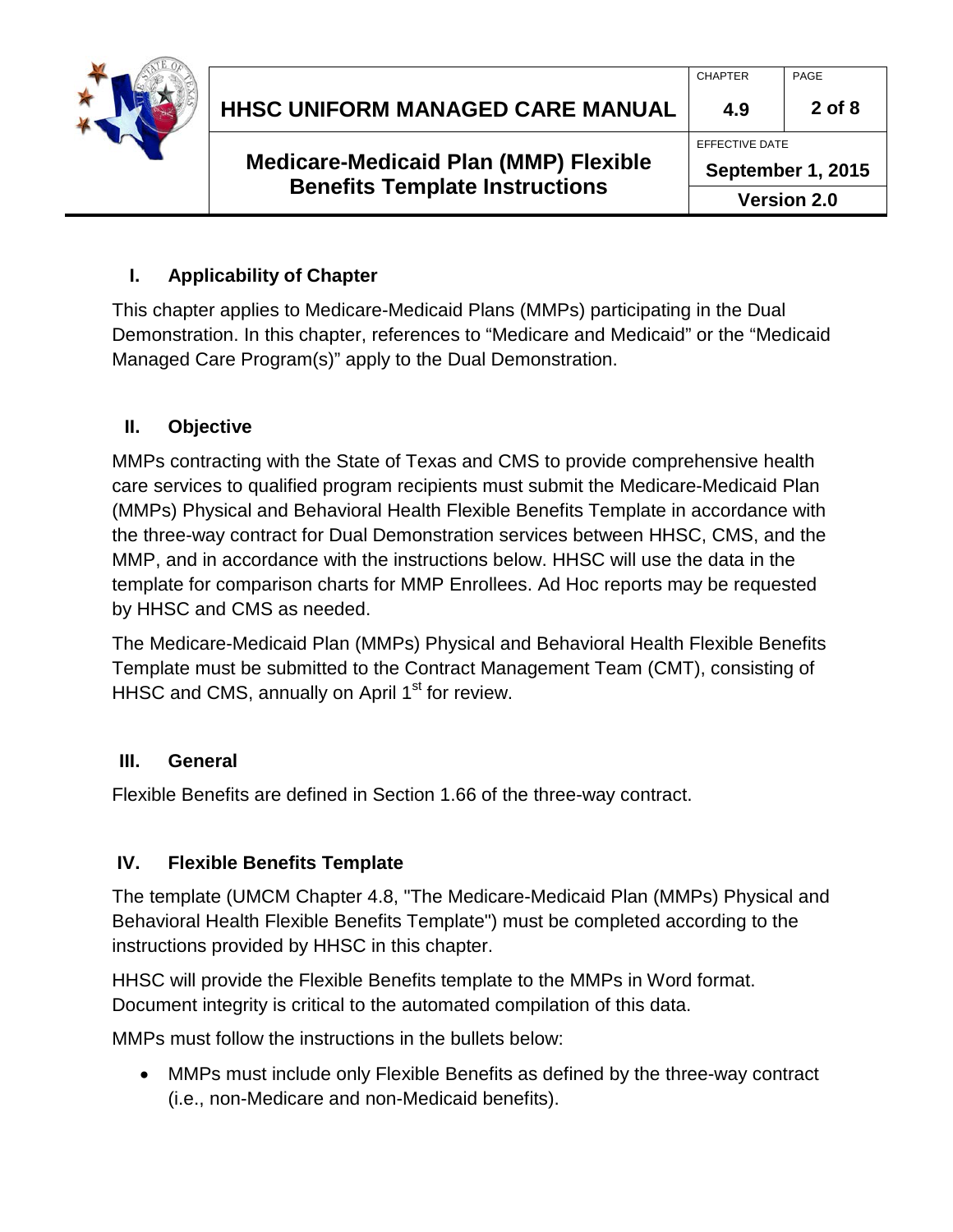## I. Applicability of Chapter

This chapter applies to Medicare-Medicaid Plans (MMPs) participating in the Dual Demonstration. In this chapter, references to “Medicare and Medicaid” or the “Medicaid Managed Care Program(s)” apply to the Dual Demonstration.

## II. Objective

MMPs contracting with the State of Texas and CMS to provide comprehensive health care services to qualified program recipients must submit the Medicare-Medicaid Plan (MMPs) Physical and Behavioral Health Flexible Benefits Template in accordance with the three-way contract for Dual Demonstration services between HHSC, CMS, and the MMP, and in accordance with the instructions below. HHSC will use the data in the template for comparison charts for MMP Enrollees. Ad Hoc reports may be requested by HHSC and CMS as needed.

The Medicare-Medicaid Plan (MMPs) Physical and Behavioral Health Flexible Benefits Template must be submitted to the Contract Management Team (CMT), consisting of HHSC and CMS, annually on April 1st for review.

## III. General

Flexible Benefits are defined in Section 1.66 of the three-way contract.

## IV. Flexible Benefits Template

The template (UMCM Chapter 4.8, "The Medicare-Medicaid Plan (MMPs) Physical and Behavioral Health Flexible Benefits Template") must be completed according to the instructions provided by HHSC in this chapter.

HHSC will provide the Flexible Benefits template to the MMPs in Word format. Document integrity is critical to the automated compilation of this data.

MMPs must follow the instructions in the bullets below:

- MMPs must include only Flexible Benefits as defined by the three-way contract (i.e., non-Medicare and non-Medicaid benefits).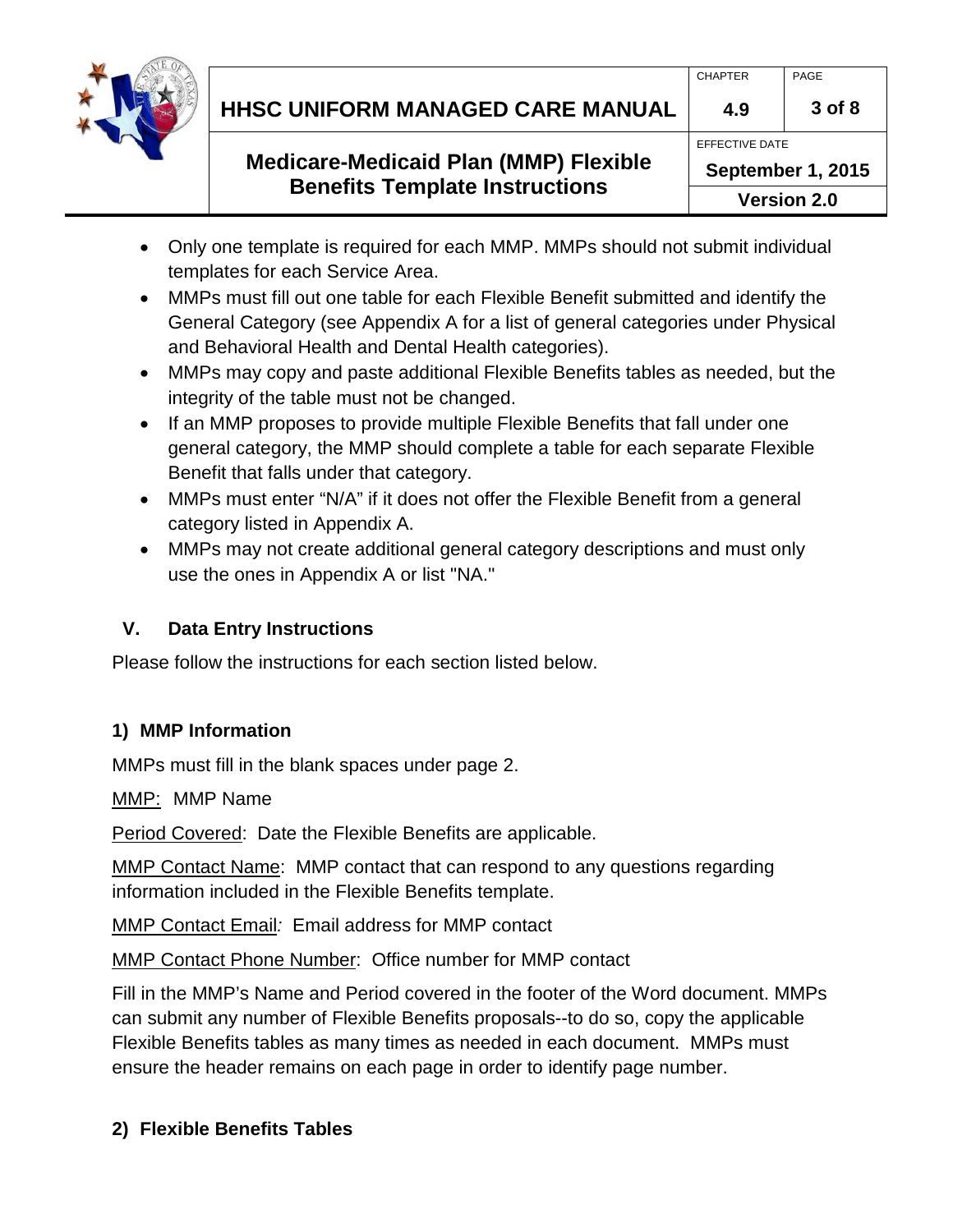- Only one template is required for each MMP. MMPs should not submit individual templates for each Service Area.
- MMPs must fill out one table for each Flexible Benefit submitted and identify the General Category (see Appendix A for a list of general categories under Physical and Behavioral Health and Dental Health categories).
- MMPs may copy and paste additional Flexible Benefits tables as needed, but the integrity of the table must not be changed.
- If an MMP proposes to provide multiple Flexible Benefits that fall under one general category, the MMP should complete a table for each separate Flexible Benefit that falls under that category.
- MMPs must enter “N/A” if it does not offer the Flexible Benefit from a general category listed in Appendix A.
- MMPs may not create additional general category descriptions and must only use the ones in Appendix A or list "NA."

## V. Data Entry Instructions

Please follow the instructions for each section listed below.

### 1) MMP Information

MMPs must fill in the blank spaces under page 2.

<u>MMP:</u> MMP Name

<u>Period Covered</u>: Date the Flexible Benefits are applicable.

<u>MMP Contact Name</u>: MMP contact that can respond to any questions regarding information included in the Flexible Benefits template.

<u>MMP Contact Email</u>*:* Email address for MMP contact

<u>MMP Contact Phone Number</u>: Office number for MMP contact

Fill in the MMP’s Name and Period covered in the footer of the Word document. MMPs can submit any number of Flexible Benefits proposals--to do so, copy the applicable Flexible Benefits tables as many times as needed in each document. MMPs must ensure the header remains on each page in order to identify page number.

### 2) Flexible Benefits Tables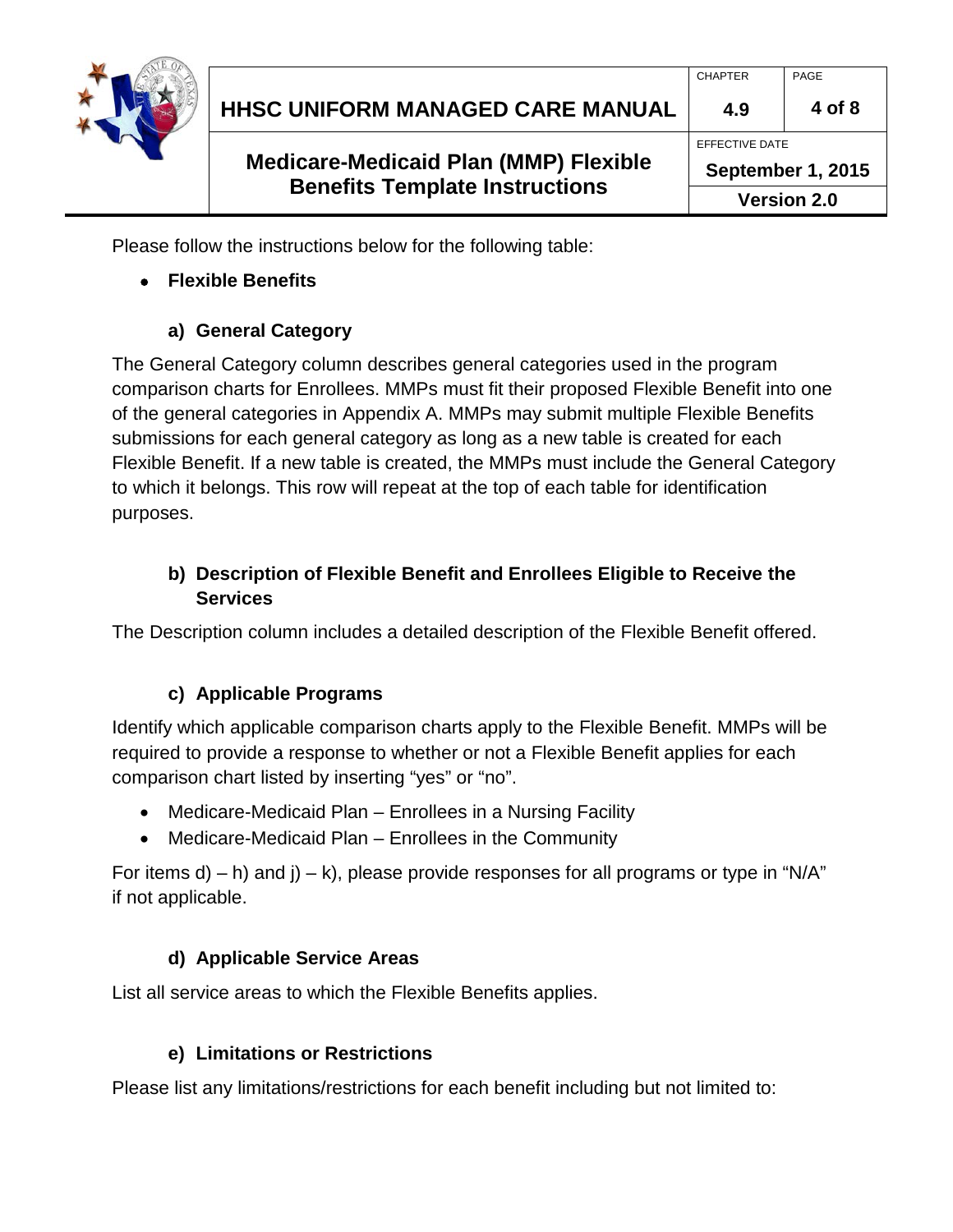Please follow the instructions below for the following table:

- **Flexible Benefits**

### a) General Category

The General Category column describes general categories used in the program comparison charts for Enrollees. MMPs must fit their proposed Flexible Benefit into one of the general categories in Appendix A. MMPs may submit multiple Flexible Benefits submissions for each general category as long as a new table is created for each Flexible Benefit. If a new table is created, the MMPs must include the General Category to which it belongs. This row will repeat at the top of each table for identification purposes.

### b) Description of Flexible Benefit and Enrollees Eligible to Receive the Services

The Description column includes a detailed description of the Flexible Benefit offered.

### c) Applicable Programs

Identify which applicable comparison charts apply to the Flexible Benefit. MMPs will be required to provide a response to whether or not a Flexible Benefit applies for each comparison chart listed by inserting “yes” or “no”.

- Medicare-Medicaid Plan – Enrollees in a Nursing Facility
- Medicare-Medicaid Plan – Enrollees in the Community

For items d) – h) and j) – k), please provide responses for all programs or type in “N/A” if not applicable.

### d) Applicable Service Areas

List all service areas to which the Flexible Benefits applies.

### e) Limitations or Restrictions

Please list any limitations/restrictions for each benefit including but not limited to: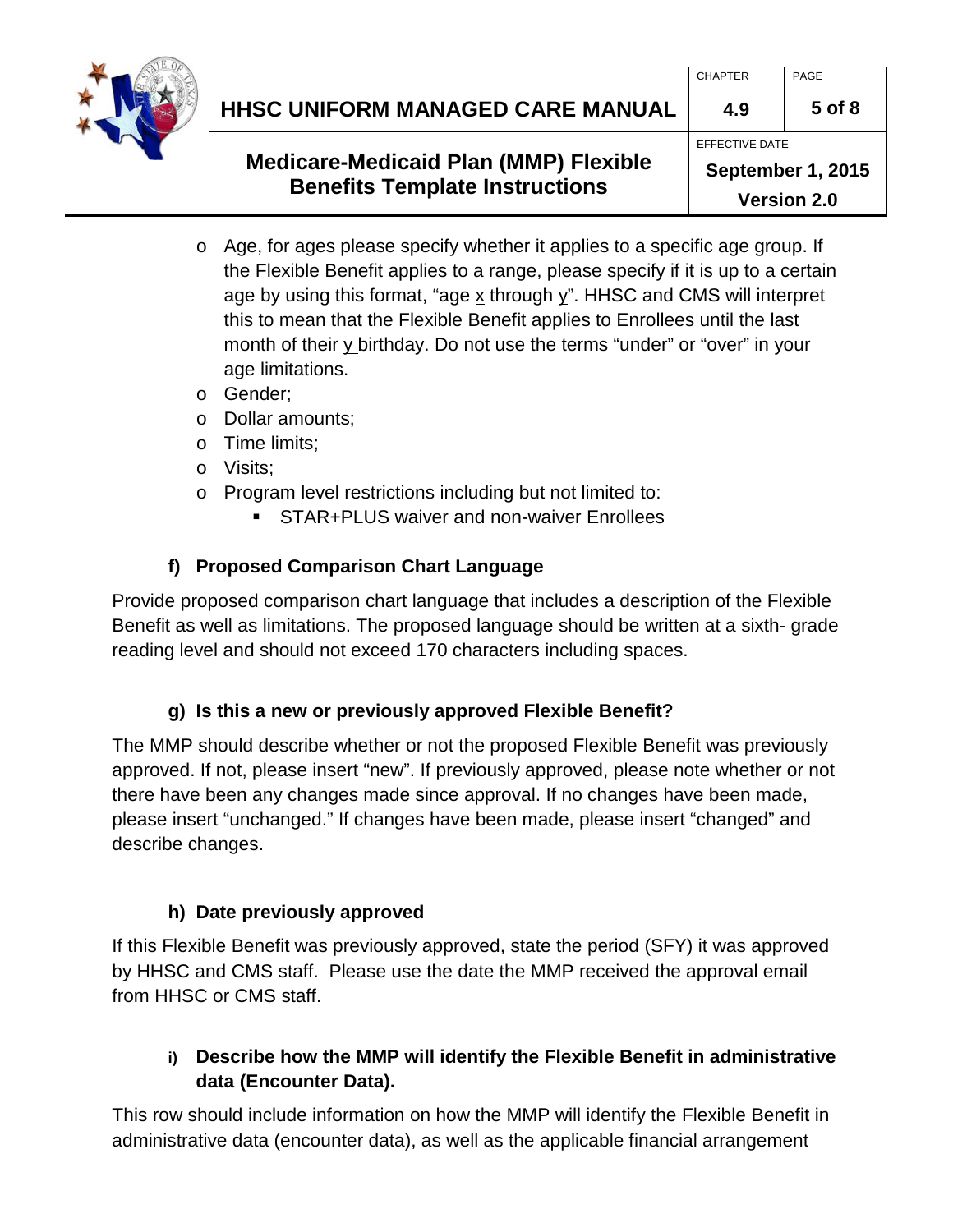- Age, for ages please specify whether it applies to a specific age group. If the Flexible Benefit applies to a range, please specify if it is up to a certain age by using this format, "age x through y". HHSC and CMS will interpret this to mean that the Flexible Benefit applies to Enrollees until the last month of their y birthday. Do not use the terms "under" or "over" in your age limitations.
- Gender;
- Dollar amounts;
- Time limits;
- Visits;
- Program level restrictions including but not limited to:
  - STAR+PLUS waiver and non-waiver Enrollees

### f) Proposed Comparison Chart Language

Provide proposed comparison chart language that includes a description of the Flexible Benefit as well as limitations. The proposed language should be written at a sixth- grade reading level and should not exceed 170 characters including spaces.

### g) Is this a new or previously approved Flexible Benefit?

The MMP should describe whether or not the proposed Flexible Benefit was previously approved. If not, please insert "new". If previously approved, please note whether or not there have been any changes made since approval. If no changes have been made, please insert "unchanged." If changes have been made, please insert "changed" and describe changes.

### h) Date previously approved

If this Flexible Benefit was previously approved, state the period (SFY) it was approved by HHSC and CMS staff. Please use the date the MMP received the approval email from HHSC or CMS staff.

### i) Describe how the MMP will identify the Flexible Benefit in administrative data (Encounter Data).

This row should include information on how the MMP will identify the Flexible Benefit in administrative data (encounter data), as well as the applicable financial arrangement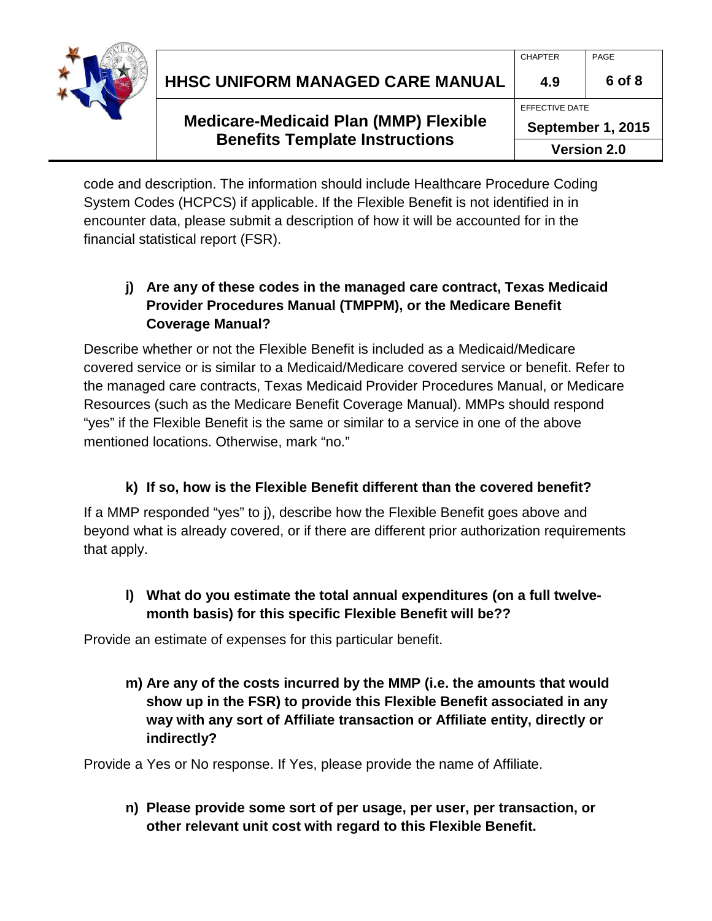code and description. The information should include Healthcare Procedure Coding System Codes (HCPCS) if applicable. If the Flexible Benefit is not identified in in encounter data, please submit a description of how it will be accounted for in the financial statistical report (FSR).

**j) Are any of these codes in the managed care contract, Texas Medicaid Provider Procedures Manual (TMPPM), or the Medicare Benefit Coverage Manual?**

Describe whether or not the Flexible Benefit is included as a Medicaid/Medicare covered service or is similar to a Medicaid/Medicare covered service or benefit. Refer to the managed care contracts, Texas Medicaid Provider Procedures Manual, or Medicare Resources (such as the Medicare Benefit Coverage Manual). MMPs should respond "yes" if the Flexible Benefit is the same or similar to a service in one of the above mentioned locations. Otherwise, mark "no."

**k) If so, how is the Flexible Benefit different than the covered benefit?**

If a MMP responded "yes" to j), describe how the Flexible Benefit goes above and beyond what is already covered, or if there are different prior authorization requirements that apply.

**l) What do you estimate the total annual expenditures (on a full twelve-month basis) for this specific Flexible Benefit will be??**

Provide an estimate of expenses for this particular benefit.

**m) Are any of the costs incurred by the MMP (i.e. the amounts that would show up in the FSR) to provide this Flexible Benefit associated in any way with any sort of Affiliate transaction or Affiliate entity, directly or indirectly?**

Provide a Yes or No response. If Yes, please provide the name of Affiliate.

**n) Please provide some sort of per usage, per user, per transaction, or other relevant unit cost with regard to this Flexible Benefit.**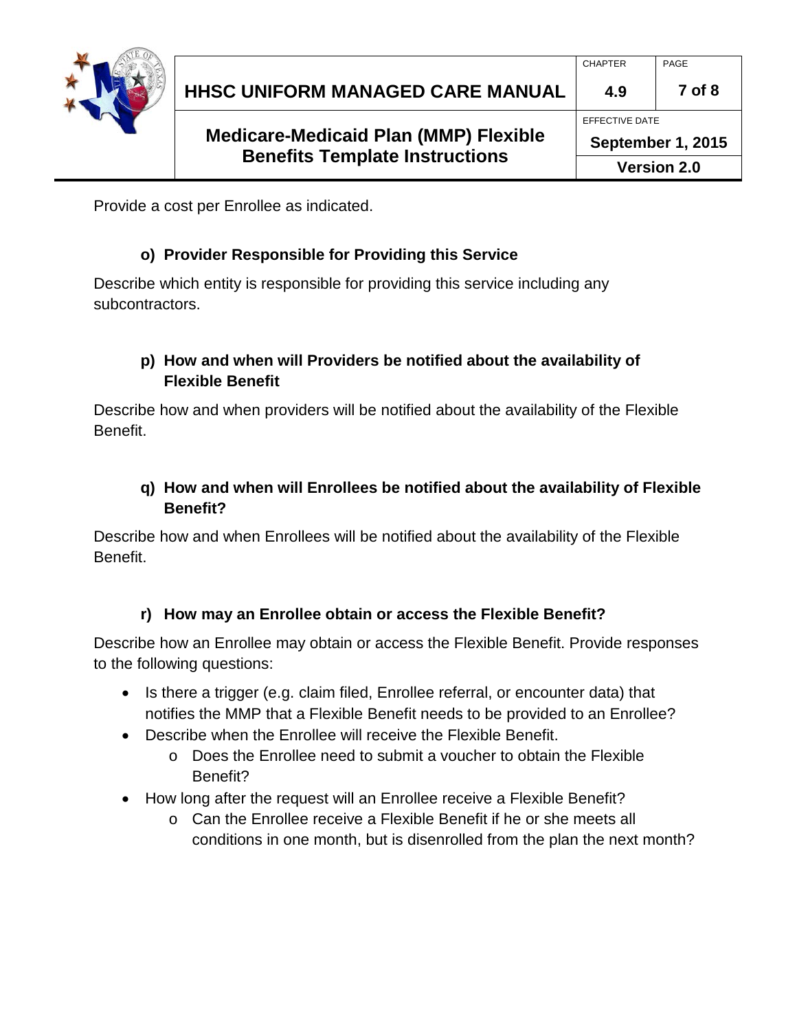Provide a cost per Enrollee as indicated.

### o) Provider Responsible for Providing this Service

Describe which entity is responsible for providing this service including any subcontractors.

### p) How and when will Providers be notified about the availability of Flexible Benefit

Describe how and when providers will be notified about the availability of the Flexible Benefit.

### q) How and when will Enrollees be notified about the availability of Flexible Benefit?

Describe how and when Enrollees will be notified about the availability of the Flexible Benefit.

### r) How may an Enrollee obtain or access the Flexible Benefit?

Describe how an Enrollee may obtain or access the Flexible Benefit. Provide responses to the following questions:

- Is there a trigger (e.g. claim filed, Enrollee referral, or encounter data) that notifies the MMP that a Flexible Benefit needs to be provided to an Enrollee?
- Describe when the Enrollee will receive the Flexible Benefit.
  - Does the Enrollee need to submit a voucher to obtain the Flexible Benefit?
- How long after the request will an Enrollee receive a Flexible Benefit?
  - Can the Enrollee receive a Flexible Benefit if he or she meets all conditions in one month, but is disenrolled from the plan the next month?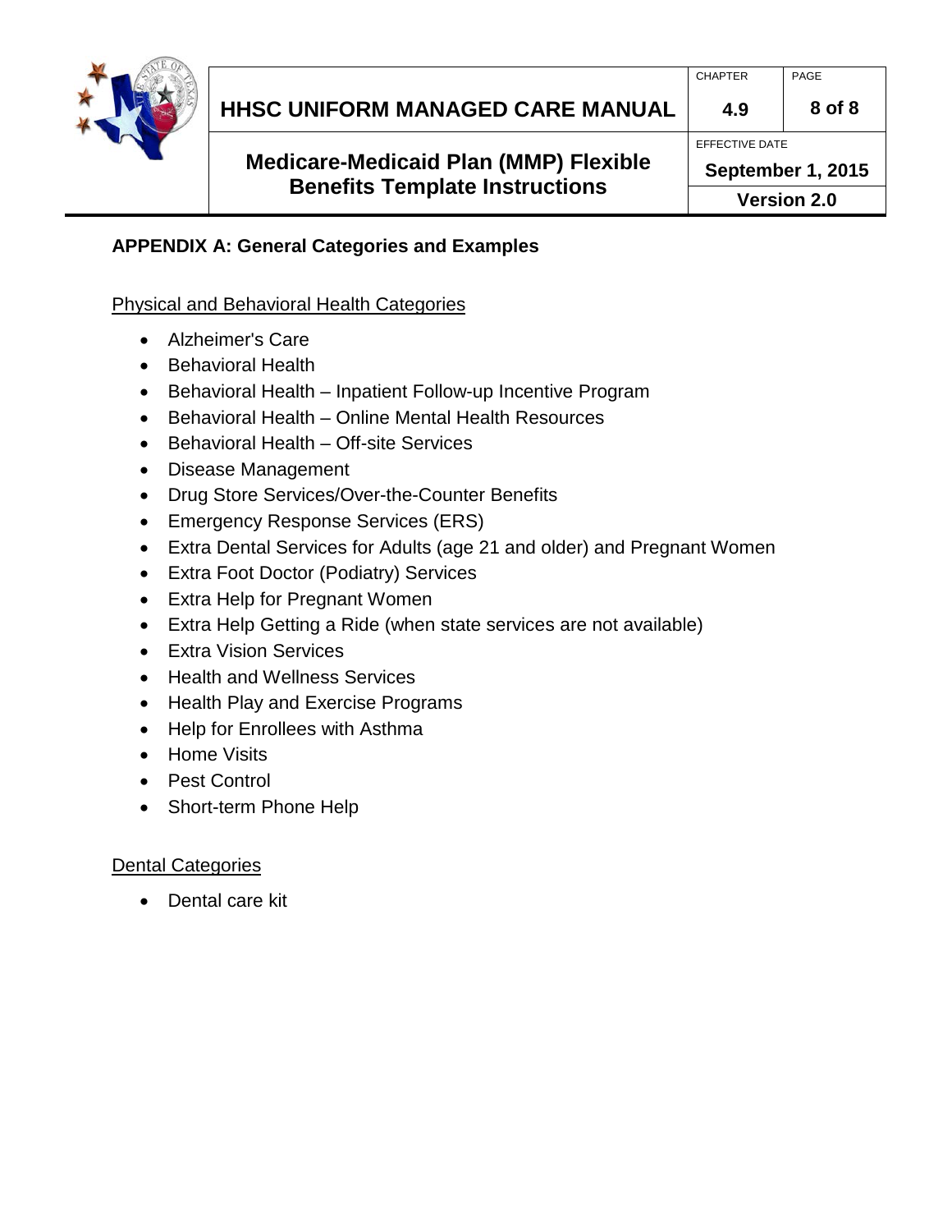## APPENDIX A: General Categories and Examples

Physical and Behavioral Health Categories

- Alzheimer's Care
- Behavioral Health
- Behavioral Health – Inpatient Follow-up Incentive Program
- Behavioral Health – Online Mental Health Resources
- Behavioral Health – Off-site Services
- Disease Management
- Drug Store Services/Over-the-Counter Benefits
- Emergency Response Services (ERS)
- Extra Dental Services for Adults (age 21 and older) and Pregnant Women
- Extra Foot Doctor (Podiatry) Services
- Extra Help for Pregnant Women
- Extra Help Getting a Ride (when state services are not available)
- Extra Vision Services
- Health and Wellness Services
- Health Play and Exercise Programs
- Help for Enrollees with Asthma
- Home Visits
- Pest Control
- Short-term Phone Help

Dental Categories

- Dental care kit